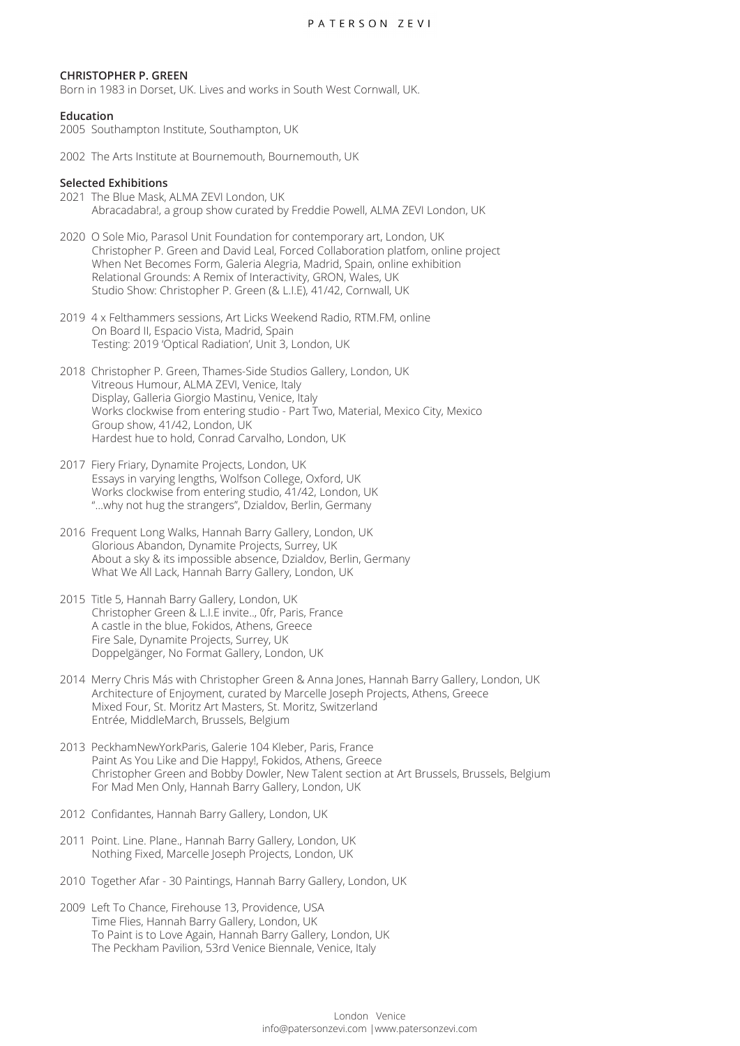## CHRISTOPHER P. GREEN

Born in 1983 in Dorset, UK. Lives and works in South West Cornwall, UK.

### Education

2005 Southampton Institute, Southampton, UK

2002 The Arts Institute at Bournemouth, Bournemouth, UK

### Selected Exhibitions

2021 The Blue Mask, ALMA ZEVI London, UK
Abracadabra!, a group show curated by Freddie Powell, ALMA ZEVI London, UK

2020 O Sole Mio, Parasol Unit Foundation for contemporary art, London, UK
Christopher P. Green and David Leal, Forced Collaboration platfom, online project
When Net Becomes Form, Galeria Alegria, Madrid, Spain, online exhibition
Relational Grounds: A Remix of Interactivity, GRON, Wales, UK
Studio Show: Christopher P. Green (& L.I.E), 41/42, Cornwall, UK

2019 4 x Felthammers sessions, Art Licks Weekend Radio, RTM.FM, online
On Board II, Espacio Vista, Madrid, Spain
Testing: 2019 'Optical Radiation', Unit 3, London, UK

2018 Christopher P. Green, Thames-Side Studios Gallery, London, UK
Vitreous Humour, ALMA ZEVI, Venice, Italy
Display, Galleria Giorgio Mastinu, Venice, Italy
Works clockwise from entering studio - Part Two, Material, Mexico City, Mexico
Group show, 41/42, London, UK
Hardest hue to hold, Conrad Carvalho, London, UK

2017 Fiery Friary, Dynamite Projects, London, UK
Essays in varying lengths, Wolfson College, Oxford, UK
Works clockwise from entering studio, 41/42, London, UK
"...why not hug the strangers", Dzialdov, Berlin, Germany

2016 Frequent Long Walks, Hannah Barry Gallery, London, UK
Glorious Abandon, Dynamite Projects, Surrey, UK
About a sky & its impossible absence, Dzialdov, Berlin, Germany
What We All Lack, Hannah Barry Gallery, London, UK

2015 Title 5, Hannah Barry Gallery, London, UK
Christopher Green & L.I.E invite.., 0fr, Paris, France
A castle in the blue, Fokidos, Athens, Greece
Fire Sale, Dynamite Projects, Surrey, UK
Doppelgänger, No Format Gallery, London, UK

2014 Merry Chris Más with Christopher Green & Anna Jones, Hannah Barry Gallery, London, UK
Architecture of Enjoyment, curated by Marcelle Joseph Projects, Athens, Greece
Mixed Four, St. Moritz Art Masters, St. Moritz, Switzerland
Entrée, MiddleMarch, Brussels, Belgium

2013 PeckhamNewYorkParis, Galerie 104 Kleber, Paris, France
Paint As You Like and Die Happy!, Fokidos, Athens, Greece
Christopher Green and Bobby Dowler, New Talent section at Art Brussels, Brussels, Belgium
For Mad Men Only, Hannah Barry Gallery, London, UK

2012 Confidantes, Hannah Barry Gallery, London, UK

2011 Point. Line. Plane., Hannah Barry Gallery, London, UK
Nothing Fixed, Marcelle Joseph Projects, London, UK

2010 Together Afar - 30 Paintings, Hannah Barry Gallery, London, UK

2009 Left To Chance, Firehouse 13, Providence, USA
Time Flies, Hannah Barry Gallery, London, UK
To Paint is to Love Again, Hannah Barry Gallery, London, UK
The Peckham Pavilion, 53rd Venice Biennale, Venice, Italy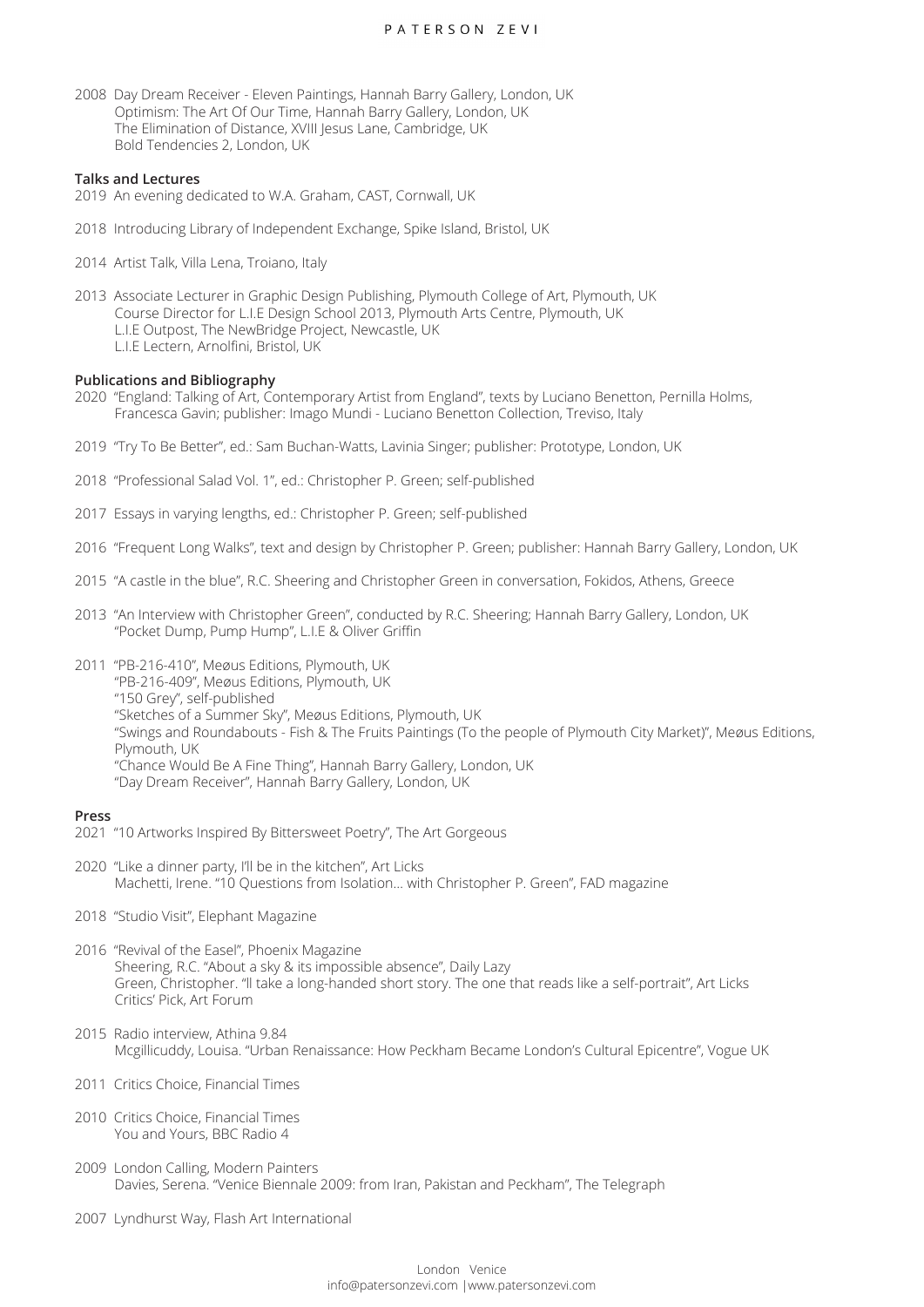2008 Day Dream Receiver - Eleven Paintings, Hannah Barry Gallery, London, UK
Optimism: The Art Of Our Time, Hannah Barry Gallery, London, UK
The Elimination of Distance, XVIII Jesus Lane, Cambridge, UK
Bold Tendencies 2, London, UK

**Talks and Lectures**

2019 An evening dedicated to W.A. Graham, CAST, Cornwall, UK

2018 Introducing Library of Independent Exchange, Spike Island, Bristol, UK

2014 Artist Talk, Villa Lena, Troiano, Italy

2013 Associate Lecturer in Graphic Design Publishing, Plymouth College of Art, Plymouth, UK
Course Director for L.I.E Design School 2013, Plymouth Arts Centre, Plymouth, UK
L.I.E Outpost, The NewBridge Project, Newcastle, UK
L.I.E Lectern, Arnolfini, Bristol, UK

**Publications and Bibliography**

2020 "England: Talking of Art, Contemporary Artist from England", texts by Luciano Benetton, Pernilla Holms, Francesca Gavin; publisher: Imago Mundi - Luciano Benetton Collection, Treviso, Italy

2019 "Try To Be Better", ed.: Sam Buchan-Watts, Lavinia Singer; publisher: Prototype, London, UK

2018 "Professional Salad Vol. 1", ed.: Christopher P. Green; self-published

2017 Essays in varying lengths, ed.: Christopher P. Green; self-published

2016 "Frequent Long Walks", text and design by Christopher P. Green; publisher: Hannah Barry Gallery, London, UK

2015 "A castle in the blue", R.C. Sheering and Christopher Green in conversation, Fokidos, Athens, Greece

2013 "An Interview with Christopher Green", conducted by R.C. Sheering; Hannah Barry Gallery, London, UK
"Pocket Dump, Pump Hump", L.I.E & Oliver Griffin

2011 "PB-216-410", Meøus Editions, Plymouth, UK
"PB-216-409", Meøus Editions, Plymouth, UK
"150 Grey", self-published
"Sketches of a Summer Sky", Meøus Editions, Plymouth, UK
"Swings and Roundabouts - Fish & The Fruits Paintings (To the people of Plymouth City Market)", Meøus Editions, Plymouth, UK
"Chance Would Be A Fine Thing", Hannah Barry Gallery, London, UK
"Day Dream Receiver", Hannah Barry Gallery, London, UK

**Press**

2021 "10 Artworks Inspired By Bittersweet Poetry", The Art Gorgeous

2020 "Like a dinner party, I'll be in the kitchen", Art Licks
Machetti, Irene. "10 Questions from Isolation... with Christopher P. Green", FAD magazine

2018 "Studio Visit", Elephant Magazine

2016 "Revival of the Easel", Phoenix Magazine
Sheering, R.C. "About a sky & its impossible absence", Daily Lazy
Green, Christopher. "Il take a long-handed short story. The one that reads like a self-portrait", Art Licks
Critics' Pick, Art Forum

2015 Radio interview, Athina 9.84
Mcgillicuddy, Louisa. "Urban Renaissance: How Peckham Became London's Cultural Epicentre", Vogue UK

2011 Critics Choice, Financial Times

2010 Critics Choice, Financial Times
You and Yours, BBC Radio 4

2009 London Calling, Modern Painters
Davies, Serena. "Venice Biennale 2009: from Iran, Pakistan and Peckham", The Telegraph

2007 Lyndhurst Way, Flash Art International